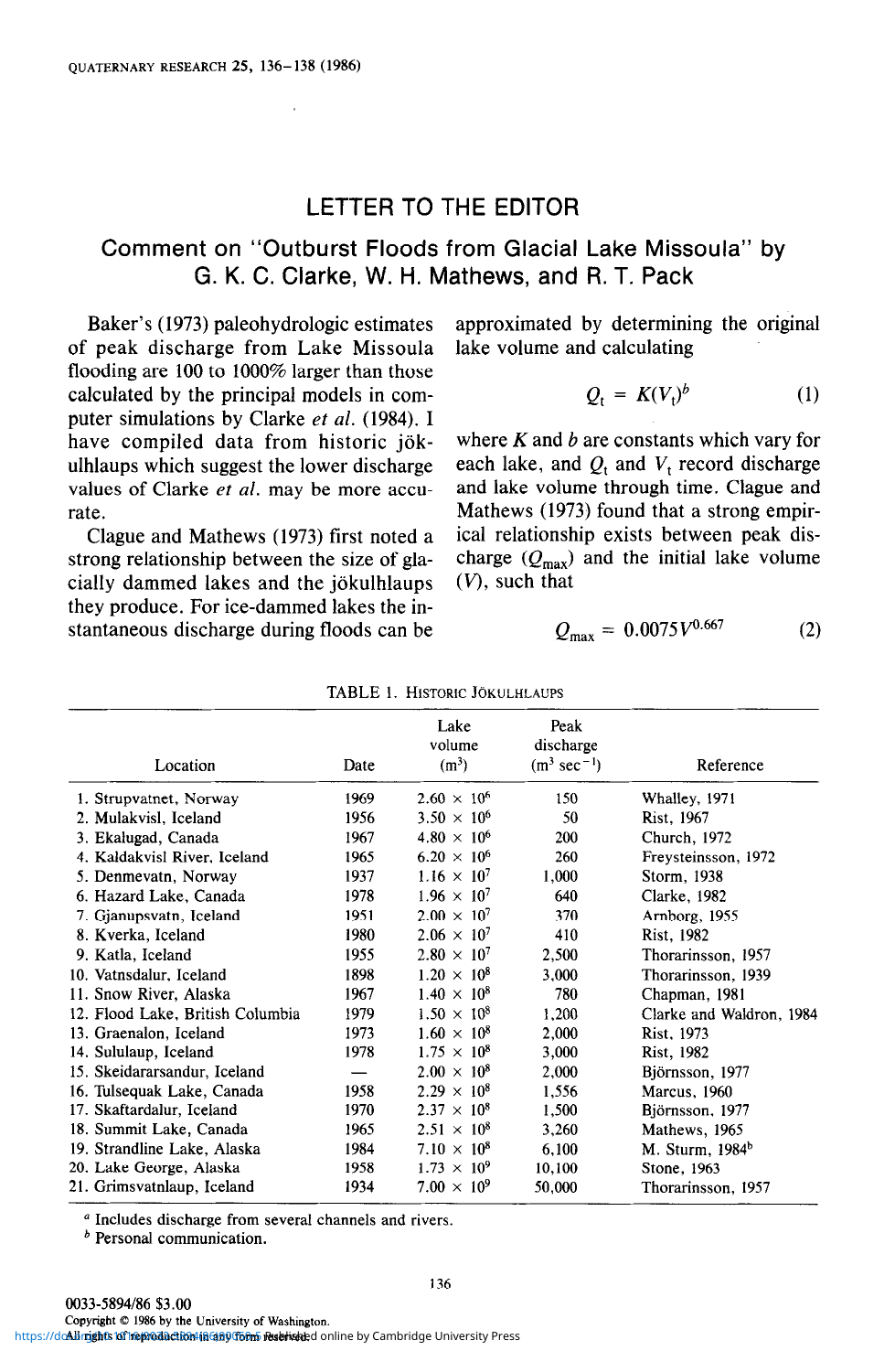# LETTER TO THE EDITOR

## Comment on "Outburst Floods from Glacial Lake Missoula" by G. K. C. Clarke, W. H. Mathews, and R. T. Pack

Baker's (1973) paleohydrologic estimates of peak discharge from Lake Missoula flooding are 100 to 1000% larger than those calculated by the principal models in computer simulations by Clarke *et al.* (1984). I have compiled data from historic jökulhlaups which suggest the lower discharge values of Clarke *et al.* may be more accurate.

Clague and Mathews (1973) first noted a strong relationship between the size of glacially dammed lakes and the jökulhlaups they produce. For ice-dammed lakes the instantaneous discharge during floods can be approximated by determining the original lake volume and calculating

$$Q_t = K(V_t)^b \quad (1)$$

where $K$ and $b$ are constants which vary for each lake, and $Q_t$ and $V_t$ record discharge and lake volume through time. Clague and Mathews (1973) found that a strong empirical relationship exists between peak discharge ($Q_{max}$) and the initial lake volume ($V$), such that

$$Q_{max} = 0.0075V^{0.667} \quad (2)$$

TABLE 1. Historic Jökulhlaups

| Location | Date | Lake volume ($m^3$) | Peak discharge ($m^3\ sec^{-1}$) | Reference |
|---|---|---|---|---|
| 1. Strupvatnet, Norway | 1969 | $2.60 \times 10^6$ | 150 | Whalley, 1971 |
| 2. Mulakvisl, Iceland | 1956 | $3.50 \times 10^6$ | 50 | Rist, 1967 |
| 3. Ekalugad, Canada | 1967 | $4.80 \times 10^6$ | 200 | Church, 1972 |
| 4. Kaldakvisl River, Iceland | 1965 | $6.20 \times 10^6$ | 260 | Freysteinsson, 1972 |
| 5. Demmevatn, Norway | 1937 | $1.16 \times 10^7$ | 1,000 | Storm, 1938 |
| 6. Hazard Lake, Canada | 1978 | $1.96 \times 10^7$ | 640 | Clarke, 1982 |
| 7. Gjanupsvatn, Iceland | 1951 | $2.00 \times 10^7$ | 370 | Arnborg, 1955 |
| 8. Kverka, Iceland | 1980 | $2.06 \times 10^7$ | 410 | Rist, 1982 |
| 9. Katla, Iceland | 1955 | $2.80 \times 10^7$ | 2,500 | Thorarinsson, 1957 |
| 10. Vatnsdalur, Iceland | 1898 | $1.20 \times 10^8$ | 3,000 | Thorarinsson, 1939 |
| 11. Snow River, Alaska | 1967 | $1.40 \times 10^8$ | 780 | Chapman, 1981 |
| 12. Flood Lake, British Columbia | 1979 | $1.50 \times 10^8$ | 1,200 | Clarke and Waldron, 1984 |
| 13. Graenalon, Iceland | 1973 | $1.60 \times 10^8$ | 2,000 | Rist, 1973 |
| 14. Sululaup, Iceland | 1978 | $1.75 \times 10^8$ | 3,000 | Rist, 1982 |
| 15. Skeidararsandur, Iceland | — | $2.00 \times 10^8$ | 2,000 | Björnsson, 1977 |
| 16. Tulsequak Lake, Canada | 1958 | $2.29 \times 10^8$ | 1,556 | Marcus, 1960 |
| 17. Skaftardalur, Iceland | 1970 | $2.37 \times 10^8$ | 1,500 | Björnsson, 1977 |
| 18. Summit Lake, Canada | 1965 | $2.51 \times 10^8$ | 3,260 | Mathews, 1965 |
| 19. Strandline Lake, Alaska | 1984 | $7.10 \times 10^8$ | 6,100 | M. Sturm, 1984[b] |
| 20. Lake George, Alaska | 1958 | $1.73 \times 10^9$ | 10,100 | Stone, 1963 |
| 21. Grimsvatnlaup, Iceland | 1934 | $7.00 \times 10^9$ | 50,000 | Thorarinsson, 1957 |

[a] Includes discharge from several channels and rivers.

[b] Personal communication.

0033-5894/86 $3.00
Copyright © 1986 by the University of Washington.
All rights of reproduction in any form reserved.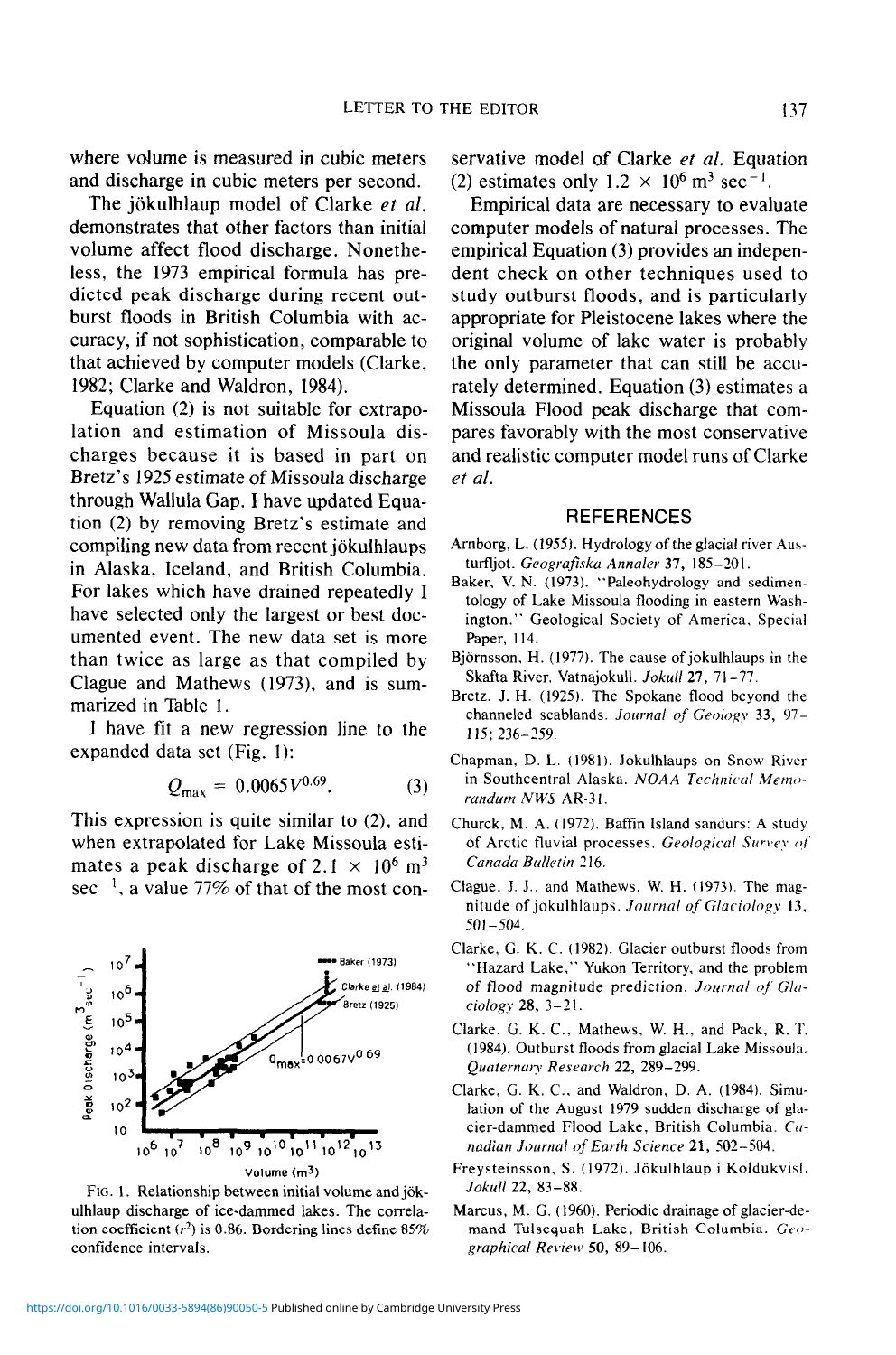where volume is measured in cubic meters and discharge in cubic meters per second.

The jökulhlaup model of Clarke *et al.* demonstrates that other factors than initial volume affect flood discharge. Nonetheless, the 1973 empirical formula has predicted peak discharge during recent outburst floods in British Columbia with accuracy, if not sophistication, comparable to that achieved by computer models (Clarke, 1982; Clarke and Waldron, 1984).

Equation (2) is not suitable for extrapolation and estimation of Missoula discharges because it is based in part on Bretz's 1925 estimate of Missoula discharge through Wallula Gap. I have updated Equation (2) by removing Bretz's estimate and compiling new data from recent jökulhlaups in Alaska, Iceland, and British Columbia. For lakes which have drained repeatedly I have selected only the largest or best documented event. The new data set is more than twice as large as that compiled by Clague and Mathews (1973), and is summarized in Table 1.

I have fit a new regression line to the expanded data set (Fig. 1):

$$Q_{\max} = 0.0065V^{0.69}. \quad (3)$$

This expression is quite similar to (2), and when extrapolated for Lake Missoula estimates a peak discharge of $2.1 \times 10^6$ m$^3$ sec$^{-1}$, a value 77% of that of the most conservative model of Clarke *et al.* Equation (2) estimates only $1.2 \times 10^6$ m$^3$ sec$^{-1}$.

Empirical data are necessary to evaluate computer models of natural processes. The empirical Equation (3) provides an independent check on other techniques used to study outburst floods, and is particularly appropriate for Pleistocene lakes where the original volume of lake water is probably the only parameter that can still be accurately determined. Equation (3) estimates a Missoula Flood peak discharge that compares favorably with the most conservative and realistic computer model runs of Clarke *et al.*

Baker (1973)
Clarke et al. (1984)
Bretz (1925)
$Q_{max}=0.0067V^{0.69}$
Peak Discharge (m$^3$ sec$^{-1}$)
$10^7$
$10^6$
$10^5$
$10^4$
$10^3$
$10^2$
10
$10^6$ $10^7$ $10^8$ $10^9$ $10^{10}$ $10^{11}$ $10^{12}$ $10^{13}$
Volume (m$^3$)

FIG. 1. Relationship between initial volume and jökulhlaup discharge of ice-dammed lakes. The correlation coefficient ($r^2$) is 0.86. Bordering lines define 85% confidence intervals.

## REFERENCES

Arnborg, L. (1955). Hydrology of the glacial river Austurfljot. *Geografiska Annaler* **37**, 185–201.

Baker, V. N. (1973). "Paleohydrology and sedimentology of Lake Missoula flooding in eastern Washington." Geological Society of America, Special Paper, 114.

Björnsson, H. (1977). The cause of jokulhlaups in the Skafta River, Vatnajokull. *Jokull* **27**, 71–77.

Bretz, J. H. (1925). The Spokane flood beyond the channeled scablands. *Journal of Geology* **33**, 97–115; 236–259.

Chapman, D. L. (1981). Jokulhlaups on Snow River in Southcentral Alaska. *NOAA Technical Memorandum NWS* AR-31.

Church, M. A. (1972). Baffin Island sandurs: A study of Arctic fluvial processes. *Geological Survey of Canada Bulletin* 216.

Clague, J. J., and Mathews, W. H. (1973). The magnitude of jokulhlaups. *Journal of Glaciology* **13**, 501–504.

Clarke, G. K. C. (1982). Glacier outburst floods from "Hazard Lake," Yukon Territory, and the problem of flood magnitude prediction. *Journal of Glaciology* **28**, 3–21.

Clarke, G. K. C., Mathews, W. H., and Pack, R. T. (1984). Outburst floods from glacial Lake Missoula. *Quaternary Research* **22**, 289–299.

Clarke, G. K. C., and Waldron, D. A. (1984). Simulation of the August 1979 sudden discharge of glacier-dammed Flood Lake, British Columbia. *Canadian Journal of Earth Science* **21**, 502–504.

Freysteinsson, S. (1972). Jökulhlaup i Koldukvisl. *Jokull* **22**, 83–88.

Marcus, M. G. (1960). Periodic drainage of glacier-demand Tulsequah Lake, British Columbia. *Geographical Review* **50**, 89–106.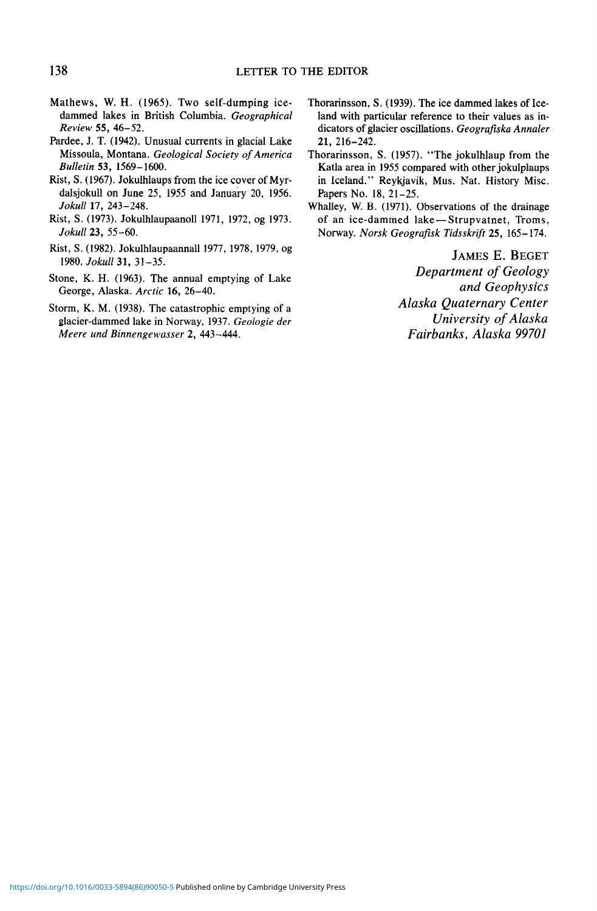Mathews, W. H. (1965). Two self-dumping ice-dammed lakes in British Columbia. *Geographical Review* **55**, 46–52.

Pardee, J. T. (1942). Unusual currents in glacial Lake Missoula, Montana. *Geological Society of America Bulletin* **53**, 1569–1600.

Rist, S. (1967). Jokulhlaups from the ice cover of Myrdalsjokull on June 25, 1955 and January 20, 1956. *Jokull* **17**, 243–248.

Rist, S. (1973). Jokulhlaupaanoll 1971, 1972, og 1973. *Jokull* **23**, 55–60.

Rist, S. (1982). Jokulhlaupaannall 1977, 1978, 1979, og 1980. *Jokull* **31**, 31–35.

Stone, K. H. (1963). The annual emptying of Lake George, Alaska. *Arctic* **16**, 26–40.

Storm, K. M. (1938). The catastrophic emptying of a glacier-dammed lake in Norway, 1937. *Geologie der Meere und Binnengewasser* **2**, 443–444.

Thorarinsson, S. (1939). The ice dammed lakes of Iceland with particular reference to their values as indicators of glacier oscillations. *Geografiska Annaler* **21**, 216–242.

Thorarinsson, S. (1957). "The jokulhlaup from the Katla area in 1955 compared with other jokulplaups in Iceland." Reykjavik, Mus. Nat. History Misc. Papers No. 18, 21–25.

Whalley, W. B. (1971). Observations of the drainage of an ice-dammed lake—Strupvatnet, Troms, Norway. *Norsk Geografisk Tidsskrift* **25**, 165–174.

JAMES E. BEGET
*Department of Geology and Geophysics*
*Alaska Quaternary Center*
*University of Alaska*
*Fairbanks, Alaska 99701*